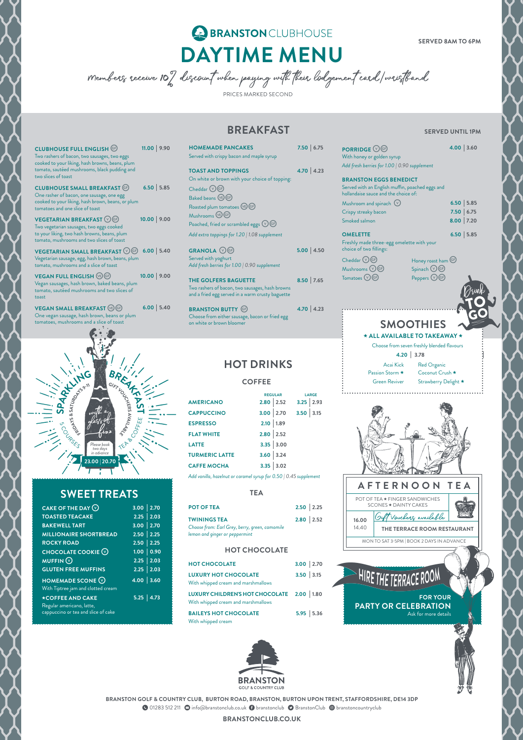# BRANSTON CLUBHOUSE

# DAYTIME MENU

SERVED 8AM TO 6PM

*Members receive 10% discount when paying with their lodgement card/wristband*

PRICES MARKED SECOND

## BREAKFAST

SERVED UNTIL 1PM

**CLUBHOUSE FULL ENGLISH** (GF) — **11.00 | 9.90**
Two rashers of bacon, two sausages, two eggs cooked to your liking, hash browns, beans, plum tomato, sautéed mushrooms, black pudding and two slices of toast

**CLUBHOUSE SMALL BREAKFAST** (GF) — **6.50 | 5.85**
One rasher of bacon, one sausage, one egg cooked to your liking, hash brown, beans, or plum tomatoes and one slice of toast

**VEGETARIAN BREAKFAST** (V) (GF) — **10.00 | 9.00**
Two vegetarian sausages, two eggs cooked to your liking, two hash browns, beans, plum tomato, mushrooms and two slices of toast

**VEGETARIAN SMALL BREAKFAST** (V) (GF) — **6.00 | 5.40**
Vegetarian sausage, egg, hash brown, beans, plum tomato, mushrooms and a slice of toast

**VEGAN FULL ENGLISH** (VE) (GF) — **10.00 | 9.00**
Vegan sausages, hash brown, baked beans, plum tomato, sautéed mushrooms and two slices of toast

**VEGAN SMALL BREAKFAST** (VE) (GF) — **6.00 | 5.40**
One vegan sausage, hash brown, beans or plum tomatoes, mushrooms and a slice of toast

**HOMEMADE PANCAKES** — **7.50 | 6.75**
Served with crispy bacon and maple syrup

**TOAST AND TOPPINGS** — **4.70 | 4.23**
On white or brown with your choice of topping:
- Cheddar (V) (GF)
- Baked beans (VE) (GF)
- Roasted plum tomatoes (VE) (GF)
- Mushrooms (VE) (GF)
- Poached, fried or scrambled eggs (V) (GF)

*Add extra toppings for 1.20 | 1.08 supplement*

**GRANOLA** (V) (GF) — **5.00 | 4.50**
Served with yoghurt
*Add fresh berries for 1.00 | 0.90 supplement*

**THE GOLFERS BAGUETTE** — **8.50 | 7.65**
Two rashers of bacon, two sausages, hash browns and a fried egg served in a warm crusty baguette

**BRANSTON BUTTY** (GF) — **4.70 | 4.23**
Choose from either sausage, bacon or fried egg on white or brown bloomer

**PORRIDGE** (V) (GF) — **4.00 | 3.60**
With honey or golden syrup
*Add fresh berries for 1.00 | 0.90 supplement*

**BRANSTON EGGS BENEDICT**
Served with an English muffin, poached eggs and hollandaise sauce and the choice of:

| | |
|---|---|
| Mushroom and spinach (V) | 6.50 \| 5.85 |
| Crispy streaky bacon | 7.50 \| 6.75 |
| Smoked salmon | 8.00 \| 7.20 |

**OMELETTE** — **6.50 | 5.85**
Freshly made three-egg omelette with your choice of two fillings:
- Cheddar (V) (GF)
- Mushrooms (V) (GF)
- Tomatoes (V) (GF)
- Honey roast ham (GF)
- Spinach (V) (GF)
- Peppers (V) (GF)

## SMOOTHIES

Drink TO GO

**★ ALL AVAILABLE TO TAKEAWAY ★**

Choose from seven freshly blended flavours

**4.20 | 3.78**

- Acai Kick
- Passion Storm ★
- Green Reviver
- Red Organic
- Coconut Crush ★
- Strawberry Delight ★

## HOT DRINKS

### COFFEE

| | REGULAR | LARGE |
|---|---|---|
| **AMERICANO** | 2.80 \| 2.52 | 3.25 \| 2.93 |
| **CAPPUCCINO** | 3.00 \| 2.70 | 3.50 \| 3.15 |
| **ESPRESSO** | 2.10 \| 1.89 | |
| **FLAT WHITE** | 2.80 \| 2.52 | |
| **LATTE** | 3.35 \| 3.00 | |
| **TURMERIC LATTE** | 3.60 \| 3.24 | |
| **CAFFE MOCHA** | 3.35 \| 3.02 | |

*Add vanilla, hazelnut or caramel syrup for 0.50 | 0.45 supplement*

### TEA

**POT OF TEA** — **2.50 | 2.25**

**TWININGS TEA** — **2.80 | 2.52**
*Choose from: Earl Grey, berry, green, camomile lemon and ginger or peppermint*

### HOT CHOCOLATE

**HOT CHOCOLATE** — **3.00 | 2.70**

**LUXURY HOT CHOCOLATE** — **3.50 | 3.15**
With whipped cream and marshmallows

**LUXURY CHILDREN'S HOT CHOCOLATE** — **2.00 | 1.80**
With whipped cream and marshmallows

**BAILEYS HOT CHOCOLATE** — **5.95 | 5.36**
With whipped cream

## SPARKLING BREAKFAST

*with a glass of fizz*

FRIDAYS & SATURDAYS 9-11 · GIFT VOUCHERS AVAILABLE · 5 COURSES · TEA & COFFEE

*Please book two days in advance*

**23.00 | 20.70**

## SWEET TREATS

| | |
|---|---|
| **CAKE OF THE DAY** (V) | 3.00 \| 2.70 |
| **TOASTED TEACAKE** | 2.25 \| 2.03 |
| **BAKEWELL TART** | 3.00 \| 2.70 |
| **MILLIONAIRE SHORTBREAD** | 2.50 \| 2.25 |
| **ROCKY ROAD** | 2.50 \| 2.25 |
| **CHOCOLATE COOKIE** (V) | 1.00 \| 0.90 |
| **MUFFIN** (V) | 2.25 \| 2.03 |
| **GLUTEN FREE MUFFINS** | 2.25 \| 2.03 |
| **HOMEMADE SCONE** (V) With Tiptree jam and clotted cream | 4.00 \| 3.60 |
| **★COFFEE AND CAKE** Regular americano, latte, cappuccino or tea and slice of cake | 5.25 \| 4.73 |

## AFTERNOON TEA

POT OF TEA ★ FINGER SANDWICHES SCONES ★ DAINTY CAKES

**16.00** | 14.40

*Gift Vouchers available*

**THE TERRACE ROOM RESTAURANT**

MON TO SAT 3-5PM | BOOK 2 DAYS IN ADVANCE

## HIRE THE TERRACE ROOM

**FOR YOUR PARTY OR CELEBRATION**
Ask for more details

BRANSTON GOLF & COUNTRY CLUB

**BRANSTON GOLF & COUNTRY CLUB, BURTON ROAD, BRANSTON, BURTON UPON TRENT, STAFFORDSHIRE, DE14 3DP**

01283 512 211 · info@branstonclub.co.uk · branstonclub · BranstonClub · branstoncountryclub

**BRANSTONCLUB.CO.UK**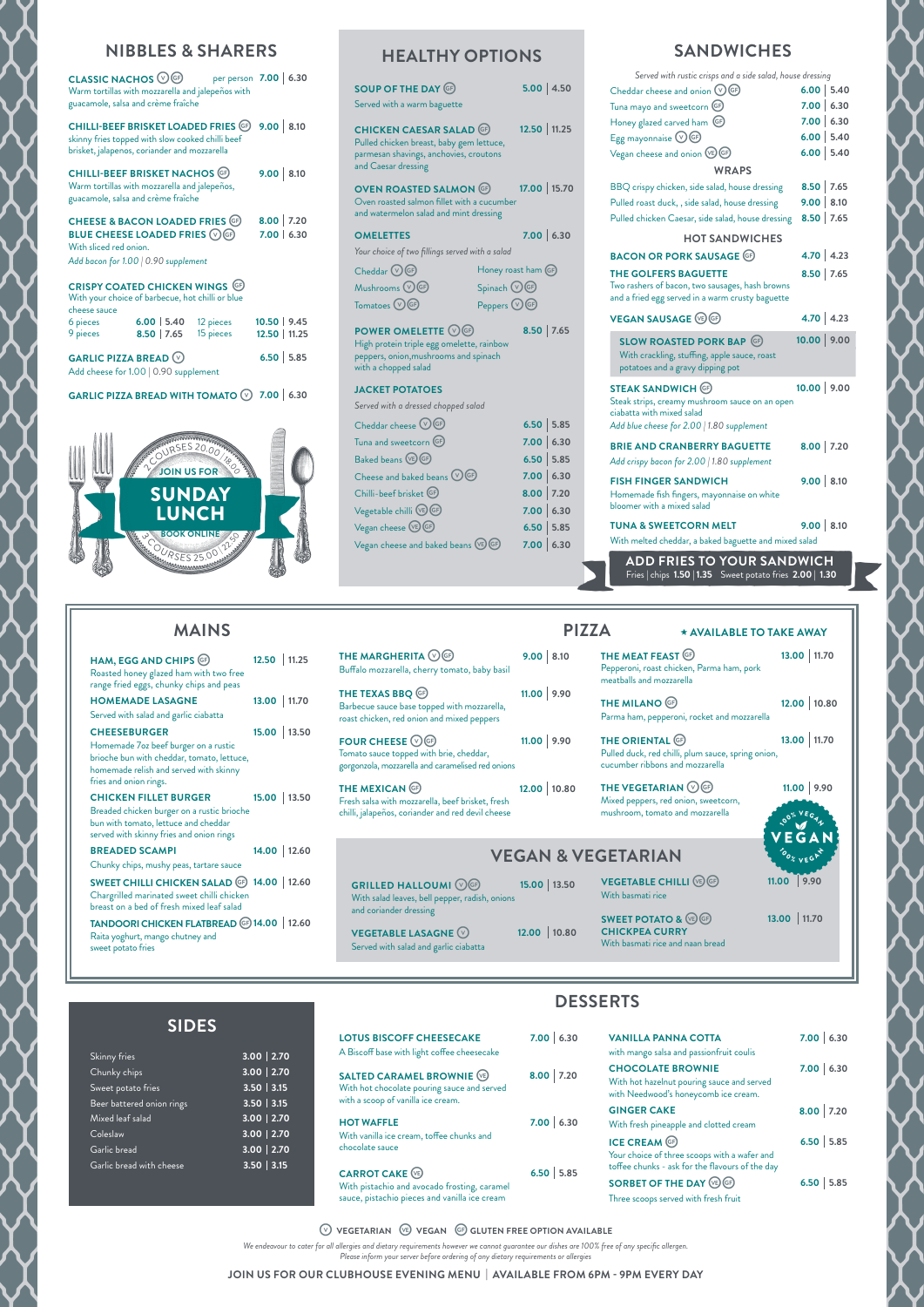## NIBBLES & SHARERS

**CLASSIC NACHOS** (V) (GF) — per person **7.00 | 6.30**
Warm tortillas with mozzarella and jalepeños with guacamole, salsa and crème fraîche

**CHILLI-BEEF BRISKET LOADED FRIES** (GF) — **9.00 | 8.10**
skinny fries topped with slow cooked chilli beef brisket, jalapenos, coriander and mozzarella

**CHILLI-BEEF BRISKET NACHOS** (GF) — **9.00 | 8.10**
Warm tortillas with mozzarella and jalepeños, guacamole, salsa and crème fraîche

**CHEESE & BACON LOADED FRIES** (GF) — **8.00 | 7.20**
**BLUE CHEESE LOADED FRIES** (V) (GF) — **7.00 | 6.30**
With sliced red onion.
*Add bacon for 1.00 | 0.90 supplement*

**CRISPY COATED CHICKEN WINGS** (GF)
With your choice of barbecue, hot chilli or blue cheese sauce

| | | | |
|---|---|---|---|
| 6 pieces | 6.00 \| 5.40 | 12 pieces | 10.50 \| 9.45 |
| 9 pieces | 8.50 \| 7.65 | 15 pieces | 12.50 \| 11.25 |

**GARLIC PIZZA BREAD** (V) — **6.50 | 5.85**
Add cheese for 1.00 | 0.90 supplement

**GARLIC PIZZA BREAD WITH TOMATO** (V) — **7.00 | 6.30**

2 COURSES 20.00 | 18.00
JOIN US FOR
**SUNDAY LUNCH**
BOOK ONLINE
3 COURSES 25.00 | 22.50

## HEALTHY OPTIONS

**SOUP OF THE DAY** (GF) — **5.00 | 4.50**
Served with a warm baguette

**CHICKEN CAESAR SALAD** (GF) — **12.50 | 11.25**
Pulled chicken breast, baby gem lettuce, parmesan shavings, anchovies, croutons and Caesar dressing

**OVEN ROASTED SALMON** (GF) — **17.00 | 15.70**
Oven roasted salmon fillet with a cucumber and watermelon salad and mint dressing

**OMELETTES** — **7.00 | 6.30**
*Your choice of two fillings served with a salad*
Cheddar (V) (GF) — Honey roast ham (GF)
Mushrooms (V) (GF) — Spinach (V) (GF)
Tomatoes (V) (GF) — Peppers (V) (GF)

**POWER OMELETTE** (V) (GF) — **8.50 | 7.65**
High protein triple egg omelette, rainbow peppers, onion, mushrooms and spinach with a chopped salad

**JACKET POTATOES**
*Served with a dressed chopped salad*

| | |
|---|---|
| Cheddar cheese (V) (GF) | 6.50 \| 5.85 |
| Tuna and sweetcorn (GF) | 7.00 \| 6.30 |
| Baked beans (VE) (GF) | 6.50 \| 5.85 |
| Cheese and baked beans (V) (GF) | 7.00 \| 6.30 |
| Chilli-beef brisket (GF) | 8.00 \| 7.20 |
| Vegetable chilli (VE) (GF) | 7.00 \| 6.30 |
| Vegan cheese (VE) (GF) | 6.50 \| 5.85 |
| Vegan cheese and baked beans (VE) (GF) | 7.00 \| 6.30 |

## SANDWICHES

*Served with rustic crisps and a side salad, house dressing*

| | |
|---|---|
| Cheddar cheese and onion (V) (GF) | 6.00 \| 5.40 |
| Tuna mayo and sweetcorn (GF) | 7.00 \| 6.30 |
| Honey glazed carved ham (GF) | 7.00 \| 6.30 |
| Egg mayonnaise (V) (GF) | 6.00 \| 5.40 |
| Vegan cheese and onion (VE) (GF) | 6.00 \| 5.40 |

### WRAPS

| | |
|---|---|
| BBQ crispy chicken, side salad, house dressing | 8.50 \| 7.65 |
| Pulled roast duck, , side salad, house dressing | 9.00 \| 8.10 |
| Pulled chicken Caesar, side salad, house dressing | 8.50 \| 7.65 |

### HOT SANDWICHES

**BACON OR PORK SAUSAGE** (GF) — **4.70 | 4.23**

**THE GOLFERS BAGUETTE** — **8.50 | 7.65**
Two rashers of bacon, two sausages, hash browns and a fried egg served in a warm crusty baguette

**VEGAN SAUSAGE** (VE) (GF) — **4.70 | 4.23**

**SLOW ROASTED PORK BAP** (GF) — **10.00 | 9.00**
With crackling, stuffing, apple sauce, roast potatoes and a gravy dipping pot

**STEAK SANDWICH** (GF) — **10.00 | 9.00**
Steak strips, creamy mushroom sauce on an open ciabatta with mixed salad
*Add blue cheese for 2.00 | 1.80 supplement*

**BRIE AND CRANBERRY BAGUETTE** — **8.00 | 7.20**
*Add crispy bacon for 2.00 | 1.80 supplement*

**FISH FINGER SANDWICH** — **9.00 | 8.10**
Homemade fish fingers, mayonnaise on white bloomer with a mixed salad

**TUNA & SWEETCORN MELT** — **9.00 | 8.10**
With melted cheddar, a baked baguette and mixed salad

**ADD FRIES TO YOUR SANDWICH**
Fries | chips **1.50 | 1.35** Sweet potato fries **2.00 | 1.30**

## MAINS

**HAM, EGG AND CHIPS** (GF) — **12.50 | 11.25**
Roasted honey glazed ham with two free range fried eggs, chunky chips and peas

**HOMEMADE LASAGNE** — **13.00 | 11.70**
Served with salad and garlic ciabatta

**CHEESEBURGER** — **15.00 | 13.50**
Homemade 7oz beef burger on a rustic brioche bun with cheddar, tomato, lettuce, homemade relish and served with skinny fries and onion rings.

**CHICKEN FILLET BURGER** — **15.00 | 13.50**
Breaded chicken burger on a rustic brioche bun with tomato, lettuce and cheddar served with skinny fries and onion rings

**BREADED SCAMPI** — **14.00 | 12.60**
Chunky chips, mushy peas, tartare sauce

**SWEET CHILLI CHICKEN SALAD** (GF) — **14.00 | 12.60**
Chargrilled marinated sweet chilli chicken breast on a bed of fresh mixed leaf salad

**TANDOORI CHICKEN FLATBREAD** (GF) — **14.00 | 12.60**
Raita yoghurt, mango chutney and sweet potato fries

## PIZZA

★ AVAILABLE TO TAKE AWAY

**THE MARGHERITA** (V) (GF) — **9.00 | 8.10**
Buffalo mozzarella, cherry tomato, baby basil

**THE TEXAS BBQ** (GF) — **11.00 | 9.90**
Barbecue sauce base topped with mozzarella, roast chicken, red onion and mixed peppers

**FOUR CHEESE** (V) (GF) — **11.00 | 9.90**
Tomato sauce topped with brie, cheddar, gorgonzola, mozzarella and caramelised red onions

**THE MEXICAN** (GF) — **12.00 | 10.80**
Fresh salsa with mozzarella, beef brisket, fresh chilli, jalapeños, coriander and red devil cheese

**THE MEAT FEAST** (GF) — **13.00 | 11.70**
Pepperoni, roast chicken, Parma ham, pork meatballs and mozzarella

**THE MILANO** (GF) — **12.00 | 10.80**
Parma ham, pepperoni, rocket and mozzarella

**THE ORIENTAL** (GF) — **13.00 | 11.70**
Pulled duck, red chilli, plum sauce, spring onion, cucumber ribbons and mozzarella

**THE VEGETARIAN** (V) (GF) — **11.00 | 9.90**
Mixed peppers, red onion, sweetcorn, mushroom, tomato and mozzarella

100% VEGAN

## VEGAN & VEGETARIAN

**GRILLED HALLOUMI** (V) (GF) — **15.00 | 13.50**
With salad leaves, bell pepper, radish, onions and coriander dressing

**VEGETABLE LASAGNE** (V) — **12.00 | 10.80**
Served with salad and garlic ciabatta

**VEGETABLE CHILLI** (VE) (GF) — **11.00 | 9.90**
With basmati rice

**SWEET POTATO & CHICKPEA CURRY** (VE) (GF) — **13.00 | 11.70**
With basmati rice and naan bread

## SIDES

| | |
|---|---|
| Skinny fries | 3.00 \| 2.70 |
| Chunky chips | 3.00 \| 2.70 |
| Sweet potato fries | 3.50 \| 3.15 |
| Beer battered onion rings | 3.50 \| 3.15 |
| Mixed leaf salad | 3.00 \| 2.70 |
| Coleslaw | 3.00 \| 2.70 |
| Garlic bread | 3.00 \| 2.70 |
| Garlic bread with cheese | 3.50 \| 3.15 |

## DESSERTS

**LOTUS BISCOFF CHEESECAKE** — **7.00 | 6.30**
A Biscoff base with light coffee cheesecake

**SALTED CARAMEL BROWNIE** (VE) — **8.00 | 7.20**
With hot chocolate pouring sauce and served with a scoop of vanilla ice cream.

**HOT WAFFLE** — **7.00 | 6.30**
With vanilla ice cream, toffee chunks and chocolate sauce

**CARROT CAKE** (VE) — **6.50 | 5.85**
With pistachio and avocado frosting, caramel sauce, pistachio pieces and vanilla ice cream

**VANILLA PANNA COTTA** — **7.00 | 6.30**
with mango salsa and passionfruit coulis

**CHOCOLATE BROWNIE** — **7.00 | 6.30**
With hot hazelnut pouring sauce and served with Needwood's honeycomb ice cream.

**GINGER CAKE** — **8.00 | 7.20**
With fresh pineapple and clotted cream

**ICE CREAM** (GF) — **6.50 | 5.85**
Your choice of three scoops with a wafer and toffee chunks - ask for the flavours of the day

**SORBET OF THE DAY** (VE) (GF) — **6.50 | 5.85**
Three scoops served with fresh fruit

(V) VEGETARIAN (VE) VEGAN (GF) GLUTEN FREE OPTION AVAILABLE

*We endeavour to cater for all allergies and dietary requirements however we cannot guarantee our dishes are 100% free of any specific allergen. Please inform your server before ordering of any dietary requirements or allergies*

**JOIN US FOR OUR CLUBHOUSE EVENING MENU | AVAILABLE FROM 6PM - 9PM EVERY DAY**